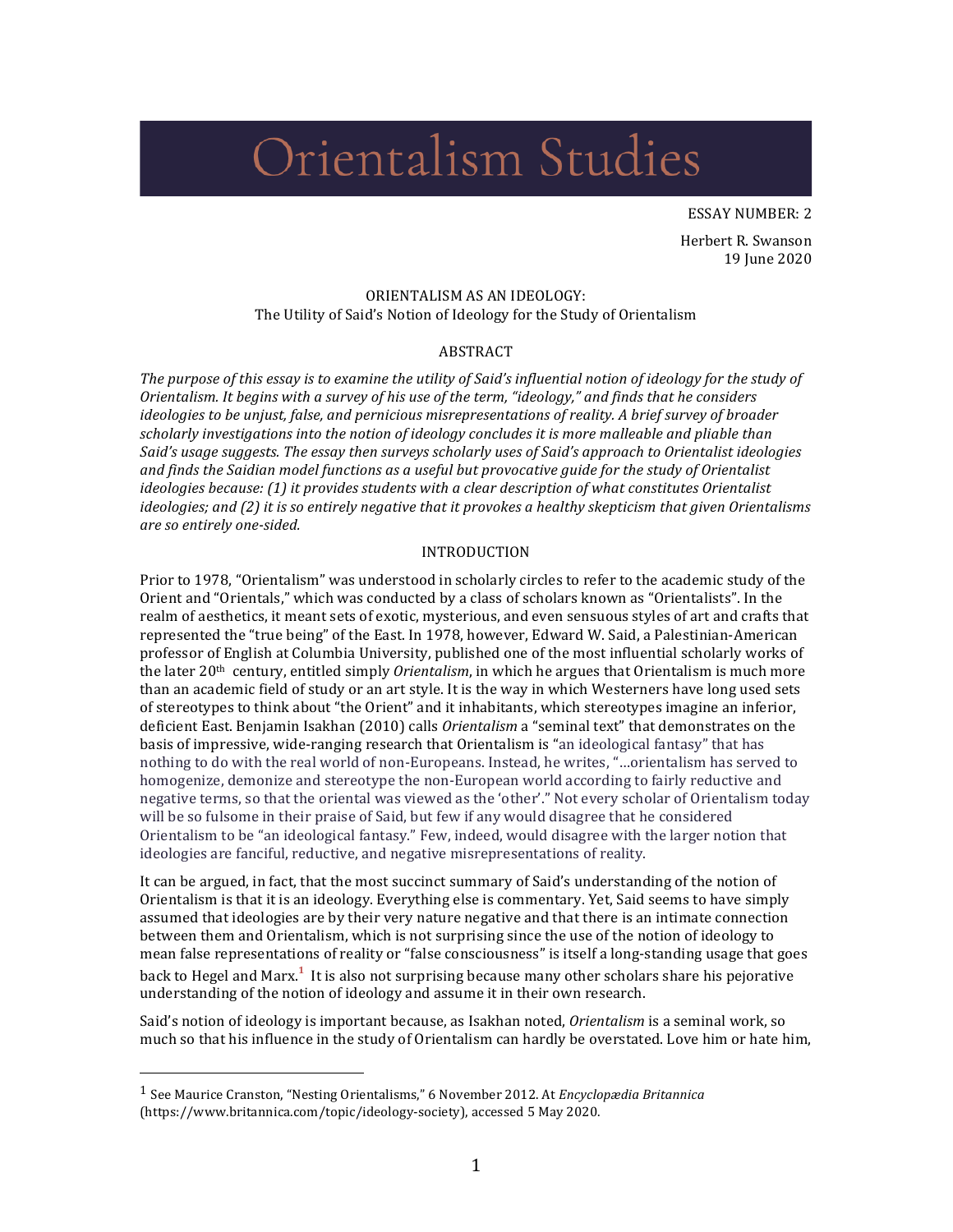# Orientalism Studies

ESSAY NUMBER: 2

Herbert R. Swanson
19 June 2020

## ORIENTALISM AS AN IDEOLOGY:
### The Utility of Said's Notion of Ideology for the Study of Orientalism

### ABSTRACT

*The purpose of this essay is to examine the utility of Said's influential notion of ideology for the study of Orientalism. It begins with a survey of his use of the term, "ideology," and finds that he considers ideologies to be unjust, false, and pernicious misrepresentations of reality. A brief survey of broader scholarly investigations into the notion of ideology concludes it is more malleable and pliable than Said's usage suggests. The essay then surveys scholarly uses of Said's approach to Orientalist ideologies and finds the Saidian model functions as a useful but provocative guide for the study of Orientalist ideologies because: (1) it provides students with a clear description of what constitutes Orientalist ideologies; and (2) it is so entirely negative that it provokes a healthy skepticism that given Orientalisms are so entirely one-sided.*

### INTRODUCTION

Prior to 1978, "Orientalism" was understood in scholarly circles to refer to the academic study of the Orient and "Orientals," which was conducted by a class of scholars known as "Orientalists". In the realm of aesthetics, it meant sets of exotic, mysterious, and even sensuous styles of art and crafts that represented the "true being" of the East. In 1978, however, Edward W. Said, a Palestinian-American professor of English at Columbia University, published one of the most influential scholarly works of the later 20th century, entitled simply *Orientalism*, in which he argues that Orientalism is much more than an academic field of study or an art style. It is the way in which Westerners have long used sets of stereotypes to think about "the Orient" and it inhabitants, which stereotypes imagine an inferior, deficient East. Benjamin Isakhan (2010) calls *Orientalism* a "seminal text" that demonstrates on the basis of impressive, wide-ranging research that Orientalism is "an ideological fantasy" that has nothing to do with the real world of non-Europeans. Instead, he writes, "…orientalism has served to homogenize, demonize and stereotype the non-European world according to fairly reductive and negative terms, so that the oriental was viewed as the 'other'." Not every scholar of Orientalism today will be so fulsome in their praise of Said, but few if any would disagree that he considered Orientalism to be "an ideological fantasy." Few, indeed, would disagree with the larger notion that ideologies are fanciful, reductive, and negative misrepresentations of reality.

It can be argued, in fact, that the most succinct summary of Said's understanding of the notion of Orientalism is that it is an ideology. Everything else is commentary. Yet, Said seems to have simply assumed that ideologies are by their very nature negative and that there is an intimate connection between them and Orientalism, which is not surprising since the use of the notion of ideology to mean false representations of reality or "false consciousness" is itself a long-standing usage that goes back to Hegel and Marx.[1] It is also not surprising because many other scholars share his pejorative understanding of the notion of ideology and assume it in their own research.

Said's notion of ideology is important because, as Isakhan noted, *Orientalism* is a seminal work, so much so that his influence in the study of Orientalism can hardly be overstated. Love him or hate him,

---

[1] See Maurice Cranston, "Nesting Orientalisms," 6 November 2012. At *Encyclopædia Britannica* (https://www.britannica.com/topic/ideology-society), accessed 5 May 2020.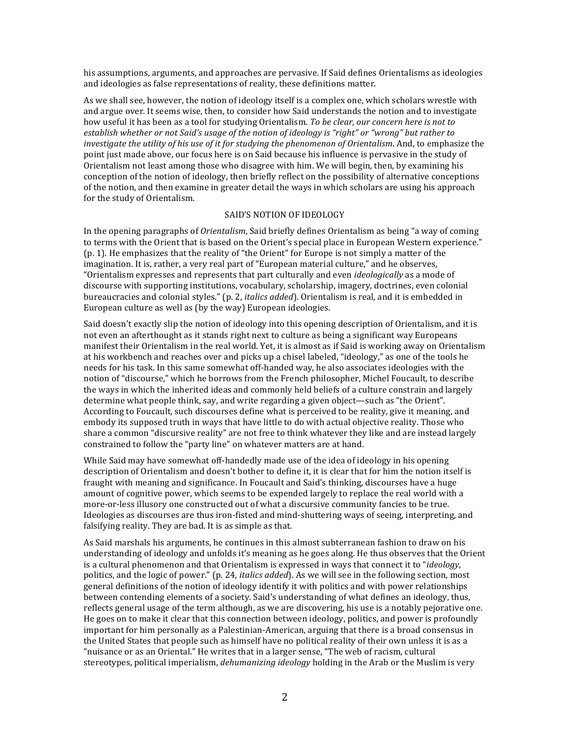his assumptions, arguments, and approaches are pervasive. If Said defines Orientalisms as ideologies and ideologies as false representations of reality, these definitions matter.

As we shall see, however, the notion of ideology itself is a complex one, which scholars wrestle with and argue over. It seems wise, then, to consider how Said understands the notion and to investigate how useful it has been as a tool for studying Orientalism. *To be clear, our concern here is not to establish whether or not Said's usage of the notion of ideology is "right" or "wrong" but rather to investigate the utility of his use of it for studying the phenomenon of Orientalism*. And, to emphasize the point just made above, our focus here is on Said because his influence is pervasive in the study of Orientalism not least among those who disagree with him. We will begin, then, by examining his conception of the notion of ideology, then briefly reflect on the possibility of alternative conceptions of the notion, and then examine in greater detail the ways in which scholars are using his approach for the study of Orientalism.

## SAID'S NOTION OF IDEOLOGY

In the opening paragraphs of *Orientalism*, Said briefly defines Orientalism as being "a way of coming to terms with the Orient that is based on the Orient's special place in European Western experience." (p. 1). He emphasizes that the reality of "the Orient" for Europe is not simply a matter of the imagination. It is, rather, a very real part of "European material culture," and he observes, "Orientalism expresses and represents that part culturally and even *ideologically* as a mode of discourse with supporting institutions, vocabulary, scholarship, imagery, doctrines, even colonial bureaucracies and colonial styles." (p. 2, *italics added*). Orientalism is real, and it is embedded in European culture as well as (by the way) European ideologies.

Said doesn't exactly slip the notion of ideology into this opening description of Orientalism, and it is not even an afterthought as it stands right next to culture as being a significant way Europeans manifest their Orientalism in the real world. Yet, it is almost as if Said is working away on Orientalism at his workbench and reaches over and picks up a chisel labeled, "ideology," as one of the tools he needs for his task. In this same somewhat off-handed way, he also associates ideologies with the notion of "discourse," which he borrows from the French philosopher, Michel Foucault, to describe the ways in which the inherited ideas and commonly held beliefs of a culture constrain and largely determine what people think, say, and write regarding a given object—such as "the Orient". According to Foucault, such discourses define what is perceived to be reality, give it meaning, and embody its supposed truth in ways that have little to do with actual objective reality. Those who share a common "discursive reality" are not free to think whatever they like and are instead largely constrained to follow the "party line" on whatever matters are at hand.

While Said may have somewhat off-handedly made use of the idea of ideology in his opening description of Orientalism and doesn't bother to define it, it is clear that for him the notion itself is fraught with meaning and significance. In Foucault and Said's thinking, discourses have a huge amount of cognitive power, which seems to be expended largely to replace the real world with a more-or-less illusory one constructed out of what a discursive community fancies to be true. Ideologies as discourses are thus iron-fisted and mind-shuttering ways of seeing, interpreting, and falsifying reality. They are bad. It is as simple as that.

As Said marshals his arguments, he continues in this almost subterranean fashion to draw on his understanding of ideology and unfolds it's meaning as he goes along. He thus observes that the Orient is a cultural phenomenon and that Orientalism is expressed in ways that connect it to "*ideology*, politics, and the logic of power." (p. 24, *italics added*). As we will see in the following section, most general definitions of the notion of ideology identify it with politics and with power relationships between contending elements of a society. Said's understanding of what defines an ideology, thus, reflects general usage of the term although, as we are discovering, his use is a notably pejorative one. He goes on to make it clear that this connection between ideology, politics, and power is profoundly important for him personally as a Palestinian-American, arguing that there is a broad consensus in the United States that people such as himself have no political reality of their own unless it is as a "nuisance or as an Oriental." He writes that in a larger sense, "The web of racism, cultural stereotypes, political imperialism, *dehumanizing ideology* holding in the Arab or the Muslim is very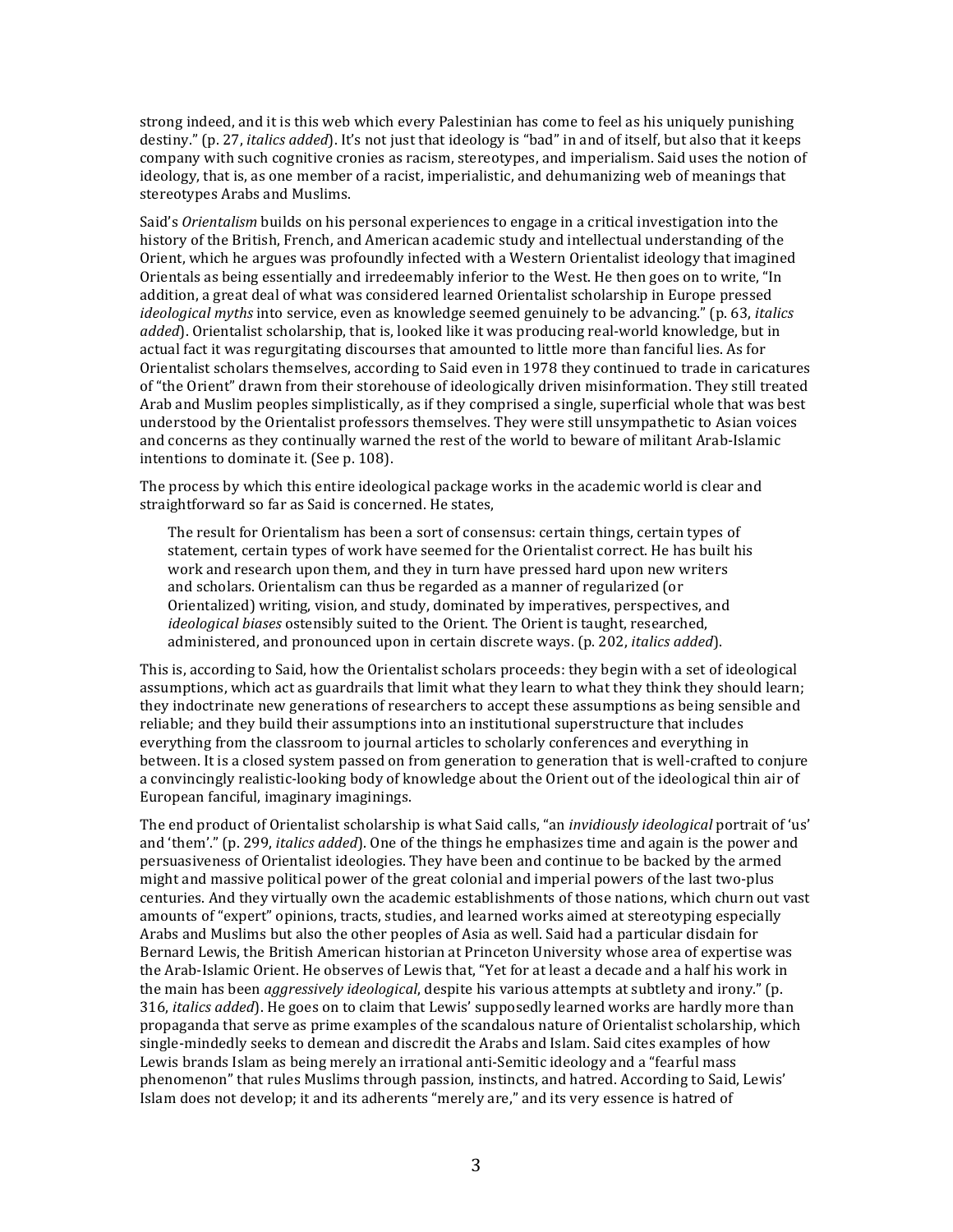strong indeed, and it is this web which every Palestinian has come to feel as his uniquely punishing destiny." (p. 27, *italics added*). It's not just that ideology is "bad" in and of itself, but also that it keeps company with such cognitive cronies as racism, stereotypes, and imperialism. Said uses the notion of ideology, that is, as one member of a racist, imperialistic, and dehumanizing web of meanings that stereotypes Arabs and Muslims.

Said's *Orientalism* builds on his personal experiences to engage in a critical investigation into the history of the British, French, and American academic study and intellectual understanding of the Orient, which he argues was profoundly infected with a Western Orientalist ideology that imagined Orientals as being essentially and irredeemably inferior to the West. He then goes on to write, "In addition, a great deal of what was considered learned Orientalist scholarship in Europe pressed *ideological myths* into service, even as knowledge seemed genuinely to be advancing." (p. 63, *italics added*). Orientalist scholarship, that is, looked like it was producing real-world knowledge, but in actual fact it was regurgitating discourses that amounted to little more than fanciful lies. As for Orientalist scholars themselves, according to Said even in 1978 they continued to trade in caricatures of "the Orient" drawn from their storehouse of ideologically driven misinformation. They still treated Arab and Muslim peoples simplistically, as if they comprised a single, superficial whole that was best understood by the Orientalist professors themselves. They were still unsympathetic to Asian voices and concerns as they continually warned the rest of the world to beware of militant Arab-Islamic intentions to dominate it. (See p. 108).

The process by which this entire ideological package works in the academic world is clear and straightforward so far as Said is concerned. He states,

> The result for Orientalism has been a sort of consensus: certain things, certain types of statement, certain types of work have seemed for the Orientalist correct. He has built his work and research upon them, and they in turn have pressed hard upon new writers and scholars. Orientalism can thus be regarded as a manner of regularized (or Orientalized) writing, vision, and study, dominated by imperatives, perspectives, and *ideological biases* ostensibly suited to the Orient. The Orient is taught, researched, administered, and pronounced upon in certain discrete ways. (p. 202, *italics added*).

This is, according to Said, how the Orientalist scholars proceeds: they begin with a set of ideological assumptions, which act as guardrails that limit what they learn to what they think they should learn; they indoctrinate new generations of researchers to accept these assumptions as being sensible and reliable; and they build their assumptions into an institutional superstructure that includes everything from the classroom to journal articles to scholarly conferences and everything in between. It is a closed system passed on from generation to generation that is well-crafted to conjure a convincingly realistic-looking body of knowledge about the Orient out of the ideological thin air of European fanciful, imaginary imaginings.

The end product of Orientalist scholarship is what Said calls, "an *invidiously ideological* portrait of 'us' and 'them'." (p. 299, *italics added*). One of the things he emphasizes time and again is the power and persuasiveness of Orientalist ideologies. They have been and continue to be backed by the armed might and massive political power of the great colonial and imperial powers of the last two-plus centuries. And they virtually own the academic establishments of those nations, which churn out vast amounts of "expert" opinions, tracts, studies, and learned works aimed at stereotyping especially Arabs and Muslims but also the other peoples of Asia as well. Said had a particular disdain for Bernard Lewis, the British American historian at Princeton University whose area of expertise was the Arab-Islamic Orient. He observes of Lewis that, "Yet for at least a decade and a half his work in the main has been *aggressively ideological*, despite his various attempts at subtlety and irony." (p. 316, *italics added*). He goes on to claim that Lewis' supposedly learned works are hardly more than propaganda that serve as prime examples of the scandalous nature of Orientalist scholarship, which single-mindedly seeks to demean and discredit the Arabs and Islam. Said cites examples of how Lewis brands Islam as being merely an irrational anti-Semitic ideology and a "fearful mass phenomenon" that rules Muslims through passion, instincts, and hatred. According to Said, Lewis' Islam does not develop; it and its adherents "merely are," and its very essence is hatred of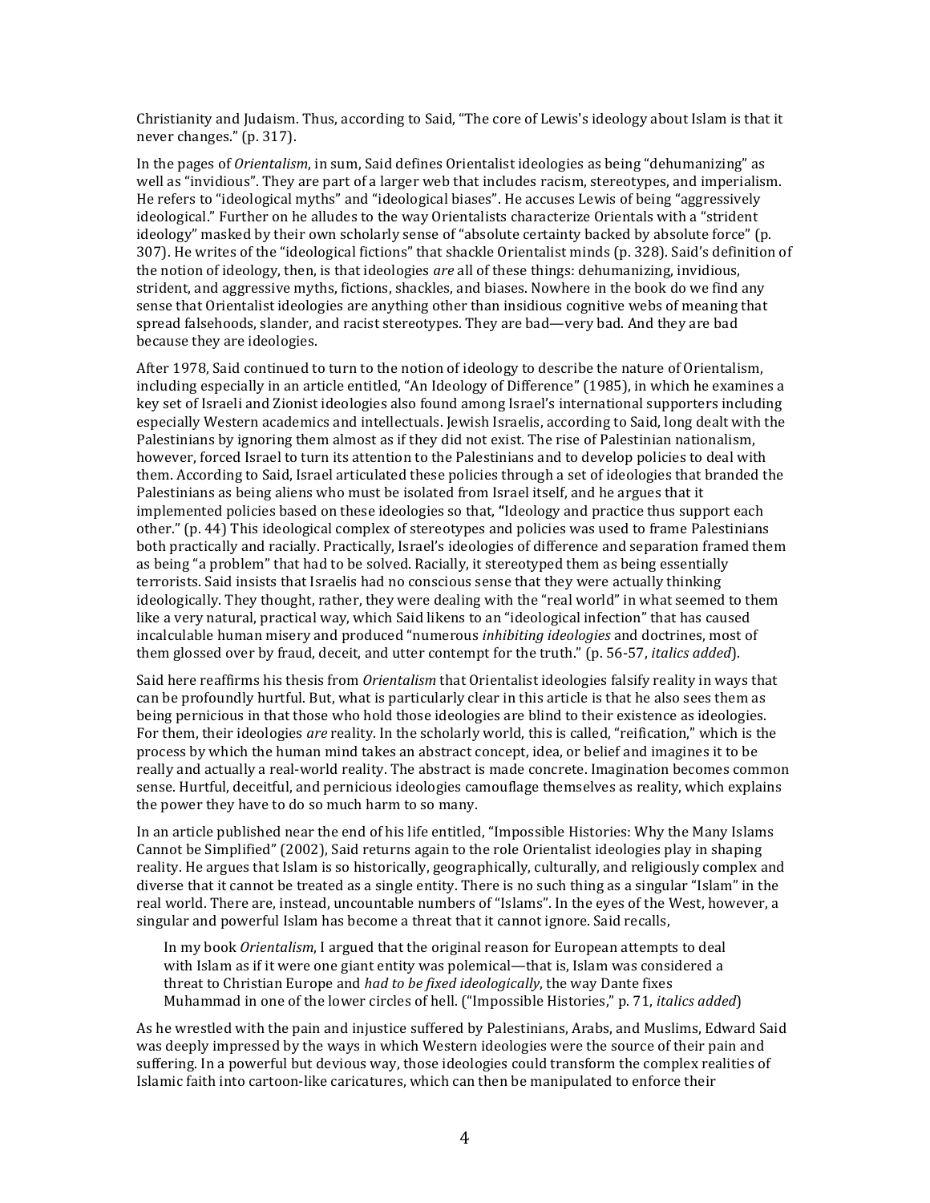Christianity and Judaism. Thus, according to Said, "The core of Lewis's ideology about Islam is that it never changes." (p. 317).

In the pages of *Orientalism*, in sum, Said defines Orientalist ideologies as being "dehumanizing" as well as "invidious". They are part of a larger web that includes racism, stereotypes, and imperialism. He refers to "ideological myths" and "ideological biases". He accuses Lewis of being "aggressively ideological." Further on he alludes to the way Orientalists characterize Orientals with a "strident ideology" masked by their own scholarly sense of "absolute certainty backed by absolute force" (p. 307). He writes of the "ideological fictions" that shackle Orientalist minds (p. 328). Said's definition of the notion of ideology, then, is that ideologies *are* all of these things: dehumanizing, invidious, strident, and aggressive myths, fictions, shackles, and biases. Nowhere in the book do we find any sense that Orientalist ideologies are anything other than insidious cognitive webs of meaning that spread falsehoods, slander, and racist stereotypes. They are bad—very bad. And they are bad because they are ideologies.

After 1978, Said continued to turn to the notion of ideology to describe the nature of Orientalism, including especially in an article entitled, "An Ideology of Difference" (1985), in which he examines a key set of Israeli and Zionist ideologies also found among Israel's international supporters including especially Western academics and intellectuals. Jewish Israelis, according to Said, long dealt with the Palestinians by ignoring them almost as if they did not exist. The rise of Palestinian nationalism, however, forced Israel to turn its attention to the Palestinians and to develop policies to deal with them. According to Said, Israel articulated these policies through a set of ideologies that branded the Palestinians as being aliens who must be isolated from Israel itself, and he argues that it implemented policies based on these ideologies so that, "Ideology and practice thus support each other." (p. 44) This ideological complex of stereotypes and policies was used to frame Palestinians both practically and racially. Practically, Israel's ideologies of difference and separation framed them as being "a problem" that had to be solved. Racially, it stereotyped them as being essentially terrorists. Said insists that Israelis had no conscious sense that they were actually thinking ideologically. They thought, rather, they were dealing with the "real world" in what seemed to them like a very natural, practical way, which Said likens to an "ideological infection" that has caused incalculable human misery and produced "numerous *inhibiting ideologies* and doctrines, most of them glossed over by fraud, deceit, and utter contempt for the truth." (p. 56-57, *italics added*).

Said here reaffirms his thesis from *Orientalism* that Orientalist ideologies falsify reality in ways that can be profoundly hurtful. But, what is particularly clear in this article is that he also sees them as being pernicious in that those who hold those ideologies are blind to their existence as ideologies. For them, their ideologies *are* reality. In the scholarly world, this is called, "reification," which is the process by which the human mind takes an abstract concept, idea, or belief and imagines it to be really and actually a real-world reality. The abstract is made concrete. Imagination becomes common sense. Hurtful, deceitful, and pernicious ideologies camouflage themselves as reality, which explains the power they have to do so much harm to so many.

In an article published near the end of his life entitled, "Impossible Histories: Why the Many Islams Cannot be Simplified" (2002), Said returns again to the role Orientalist ideologies play in shaping reality. He argues that Islam is so historically, geographically, culturally, and religiously complex and diverse that it cannot be treated as a single entity. There is no such thing as a singular "Islam" in the real world. There are, instead, uncountable numbers of "Islams". In the eyes of the West, however, a singular and powerful Islam has become a threat that it cannot ignore. Said recalls,

> In my book *Orientalism*, I argued that the original reason for European attempts to deal with Islam as if it were one giant entity was polemical—that is, Islam was considered a threat to Christian Europe and *had to be fixed ideologically*, the way Dante fixes Muhammad in one of the lower circles of hell. ("Impossible Histories," p. 71, *italics added*)

As he wrestled with the pain and injustice suffered by Palestinians, Arabs, and Muslims, Edward Said was deeply impressed by the ways in which Western ideologies were the source of their pain and suffering. In a powerful but devious way, those ideologies could transform the complex realities of Islamic faith into cartoon-like caricatures, which can then be manipulated to enforce their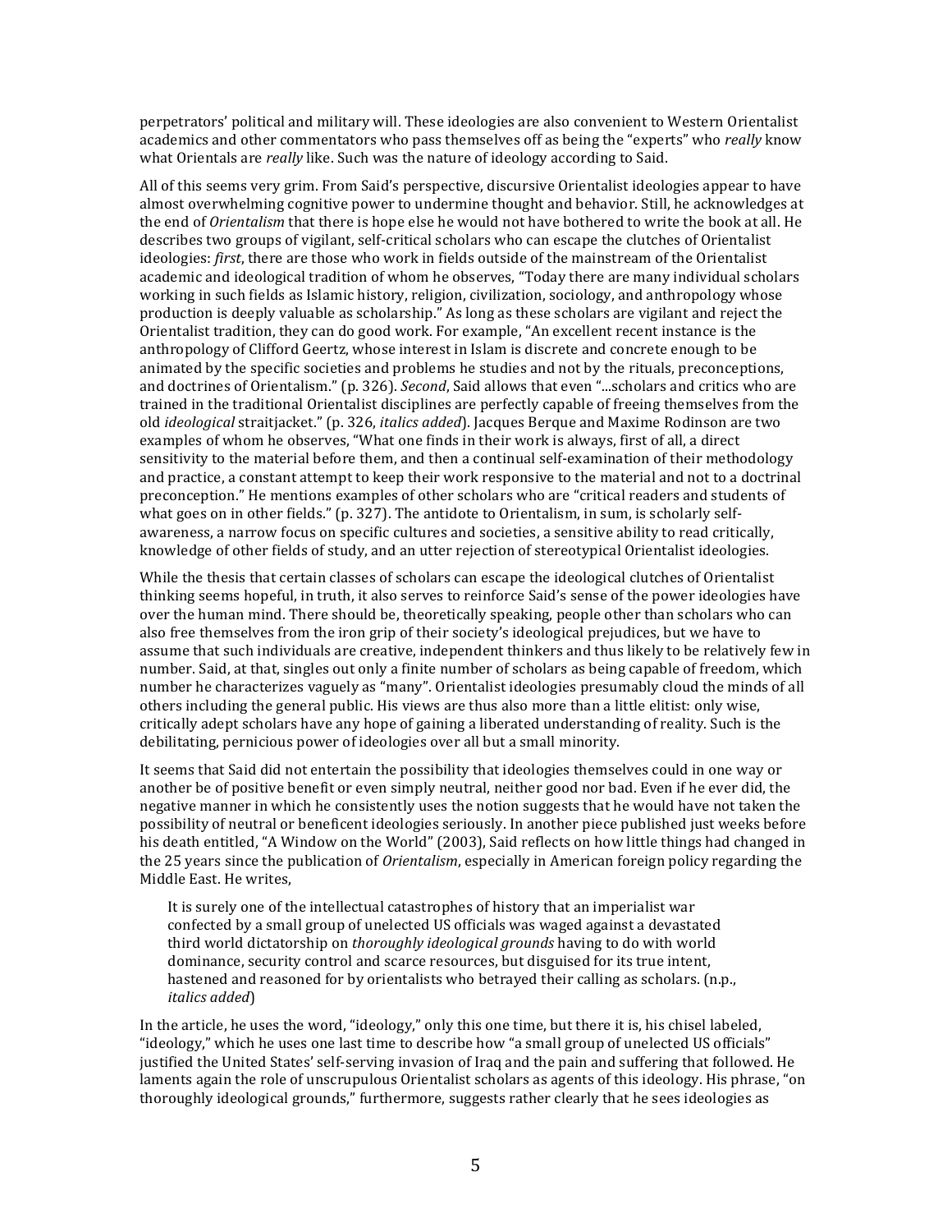perpetrators' political and military will. These ideologies are also convenient to Western Orientalist academics and other commentators who pass themselves off as being the "experts" who *really* know what Orientals are *really* like. Such was the nature of ideology according to Said.

All of this seems very grim. From Said's perspective, discursive Orientalist ideologies appear to have almost overwhelming cognitive power to undermine thought and behavior. Still, he acknowledges at the end of *Orientalism* that there is hope else he would not have bothered to write the book at all. He describes two groups of vigilant, self-critical scholars who can escape the clutches of Orientalist ideologies: *first*, there are those who work in fields outside of the mainstream of the Orientalist academic and ideological tradition of whom he observes, "Today there are many individual scholars working in such fields as Islamic history, religion, civilization, sociology, and anthropology whose production is deeply valuable as scholarship." As long as these scholars are vigilant and reject the Orientalist tradition, they can do good work. For example, "An excellent recent instance is the anthropology of Clifford Geertz, whose interest in Islam is discrete and concrete enough to be animated by the specific societies and problems he studies and not by the rituals, preconceptions, and doctrines of Orientalism." (p. 326). *Second*, Said allows that even "...scholars and critics who are trained in the traditional Orientalist disciplines are perfectly capable of freeing themselves from the old *ideological* straitjacket." (p. 326, *italics added*). Jacques Berque and Maxime Rodinson are two examples of whom he observes, "What one finds in their work is always, first of all, a direct sensitivity to the material before them, and then a continual self-examination of their methodology and practice, a constant attempt to keep their work responsive to the material and not to a doctrinal preconception." He mentions examples of other scholars who are "critical readers and students of what goes on in other fields." (p. 327). The antidote to Orientalism, in sum, is scholarly self-awareness, a narrow focus on specific cultures and societies, a sensitive ability to read critically, knowledge of other fields of study, and an utter rejection of stereotypical Orientalist ideologies.

While the thesis that certain classes of scholars can escape the ideological clutches of Orientalist thinking seems hopeful, in truth, it also serves to reinforce Said's sense of the power ideologies have over the human mind. There should be, theoretically speaking, people other than scholars who can also free themselves from the iron grip of their society's ideological prejudices, but we have to assume that such individuals are creative, independent thinkers and thus likely to be relatively few in number. Said, at that, singles out only a finite number of scholars as being capable of freedom, which number he characterizes vaguely as "many". Orientalist ideologies presumably cloud the minds of all others including the general public. His views are thus also more than a little elitist: only wise, critically adept scholars have any hope of gaining a liberated understanding of reality. Such is the debilitating, pernicious power of ideologies over all but a small minority.

It seems that Said did not entertain the possibility that ideologies themselves could in one way or another be of positive benefit or even simply neutral, neither good nor bad. Even if he ever did, the negative manner in which he consistently uses the notion suggests that he would have not taken the possibility of neutral or beneficent ideologies seriously. In another piece published just weeks before his death entitled, "A Window on the World" (2003), Said reflects on how little things had changed in the 25 years since the publication of *Orientalism*, especially in American foreign policy regarding the Middle East. He writes,

> It is surely one of the intellectual catastrophes of history that an imperialist war confected by a small group of unelected US officials was waged against a devastated third world dictatorship on *thoroughly ideological grounds* having to do with world dominance, security control and scarce resources, but disguised for its true intent, hastened and reasoned for by orientalists who betrayed their calling as scholars. (n.p., *italics added*)

In the article, he uses the word, "ideology," only this one time, but there it is, his chisel labeled, "ideology," which he uses one last time to describe how "a small group of unelected US officials" justified the United States' self-serving invasion of Iraq and the pain and suffering that followed. He laments again the role of unscrupulous Orientalist scholars as agents of this ideology. His phrase, "on thoroughly ideological grounds," furthermore, suggests rather clearly that he sees ideologies as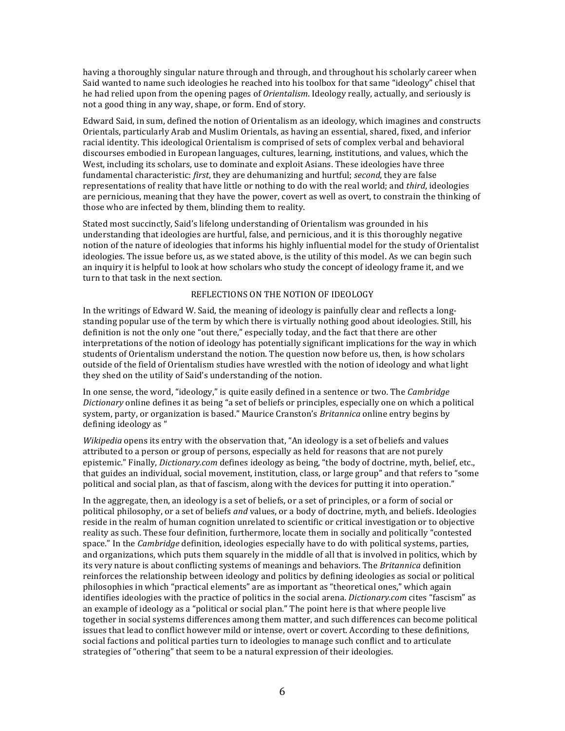having a thoroughly singular nature through and through, and throughout his scholarly career when Said wanted to name such ideologies he reached into his toolbox for that same "ideology" chisel that he had relied upon from the opening pages of *Orientalism*. Ideology really, actually, and seriously is not a good thing in any way, shape, or form. End of story.

Edward Said, in sum, defined the notion of Orientalism as an ideology, which imagines and constructs Orientals, particularly Arab and Muslim Orientals, as having an essential, shared, fixed, and inferior racial identity. This ideological Orientalism is comprised of sets of complex verbal and behavioral discourses embodied in European languages, cultures, learning, institutions, and values, which the West, including its scholars, use to dominate and exploit Asians. These ideologies have three fundamental characteristic: *first*, they are dehumanizing and hurtful; *second*, they are false representations of reality that have little or nothing to do with the real world; and *third*, ideologies are pernicious, meaning that they have the power, covert as well as overt, to constrain the thinking of those who are infected by them, blinding them to reality.

Stated most succinctly, Said's lifelong understanding of Orientalism was grounded in his understanding that ideologies are hurtful, false, and pernicious, and it is this thoroughly negative notion of the nature of ideologies that informs his highly influential model for the study of Orientalist ideologies. The issue before us, as we stated above, is the utility of this model. As we can begin such an inquiry it is helpful to look at how scholars who study the concept of ideology frame it, and we turn to that task in the next section.

## REFLECTIONS ON THE NOTION OF IDEOLOGY

In the writings of Edward W. Said, the meaning of ideology is painfully clear and reflects a long-standing popular use of the term by which there is virtually nothing good about ideologies. Still, his definition is not the only one "out there," especially today, and the fact that there are other interpretations of the notion of ideology has potentially significant implications for the way in which students of Orientalism understand the notion. The question now before us, then, is how scholars outside of the field of Orientalism studies have wrestled with the notion of ideology and what light they shed on the utility of Said's understanding of the notion.

In one sense, the word, "ideology," is quite easily defined in a sentence or two. The *Cambridge Dictionary* online defines it as being "a set of beliefs or principles, especially one on which a political system, party, or organization is based." Maurice Cranston's *Britannica* online entry begins by defining ideology as "

*Wikipedia* opens its entry with the observation that, "An ideology is a set of beliefs and values attributed to a person or group of persons, especially as held for reasons that are not purely epistemic." Finally, *Dictionary.com* defines ideology as being, "the body of doctrine, myth, belief, etc., that guides an individual, social movement, institution, class, or large group" and that refers to "some political and social plan, as that of fascism, along with the devices for putting it into operation."

In the aggregate, then, an ideology is a set of beliefs, or a set of principles, or a form of social or political philosophy, or a set of beliefs *and* values, or a body of doctrine, myth, and beliefs. Ideologies reside in the realm of human cognition unrelated to scientific or critical investigation or to objective reality as such. These four definition, furthermore, locate them in socially and politically "contested space." In the *Cambridge* definition, ideologies especially have to do with political systems, parties, and organizations, which puts them squarely in the middle of all that is involved in politics, which by its very nature is about conflicting systems of meanings and behaviors. The *Britannica* definition reinforces the relationship between ideology and politics by defining ideologies as social or political philosophies in which "practical elements" are as important as "theoretical ones," which again identifies ideologies with the practice of politics in the social arena. *Dictionary.com* cites "fascism" as an example of ideology as a "political or social plan." The point here is that where people live together in social systems differences among them matter, and such differences can become political issues that lead to conflict however mild or intense, overt or covert. According to these definitions, social factions and political parties turn to ideologies to manage such conflict and to articulate strategies of "othering" that seem to be a natural expression of their ideologies.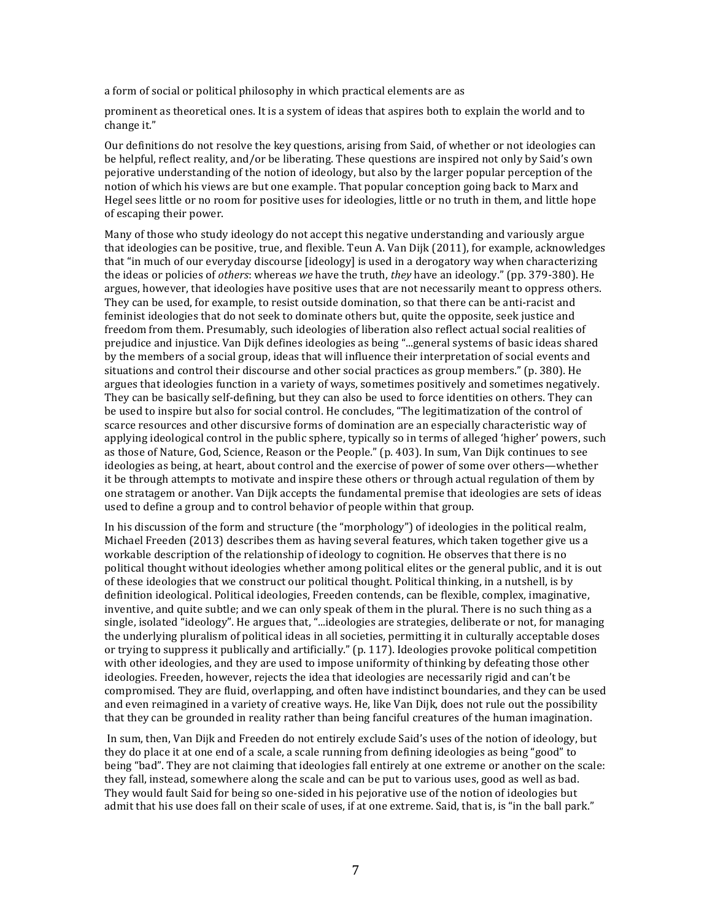a form of social or political philosophy in which practical elements are as

prominent as theoretical ones. It is a system of ideas that aspires both to explain the world and to change it."

Our definitions do not resolve the key questions, arising from Said, of whether or not ideologies can be helpful, reflect reality, and/or be liberating. These questions are inspired not only by Said's own pejorative understanding of the notion of ideology, but also by the larger popular perception of the notion of which his views are but one example. That popular conception going back to Marx and Hegel sees little or no room for positive uses for ideologies, little or no truth in them, and little hope of escaping their power.

Many of those who study ideology do not accept this negative understanding and variously argue that ideologies can be positive, true, and flexible. Teun A. Van Dijk (2011), for example, acknowledges that "in much of our everyday discourse [ideology] is used in a derogatory way when characterizing the ideas or policies of *others*: whereas *we* have the truth, *they* have an ideology." (pp. 379-380). He argues, however, that ideologies have positive uses that are not necessarily meant to oppress others. They can be used, for example, to resist outside domination, so that there can be anti-racist and feminist ideologies that do not seek to dominate others but, quite the opposite, seek justice and freedom from them. Presumably, such ideologies of liberation also reflect actual social realities of prejudice and injustice. Van Dijk defines ideologies as being "...general systems of basic ideas shared by the members of a social group, ideas that will influence their interpretation of social events and situations and control their discourse and other social practices as group members." (p. 380). He argues that ideologies function in a variety of ways, sometimes positively and sometimes negatively. They can be basically self-defining, but they can also be used to force identities on others. They can be used to inspire but also for social control. He concludes, "The legitimatization of the control of scarce resources and other discursive forms of domination are an especially characteristic way of applying ideological control in the public sphere, typically so in terms of alleged 'higher' powers, such as those of Nature, God, Science, Reason or the People." (p. 403). In sum, Van Dijk continues to see ideologies as being, at heart, about control and the exercise of power of some over others—whether it be through attempts to motivate and inspire these others or through actual regulation of them by one stratagem or another. Van Dijk accepts the fundamental premise that ideologies are sets of ideas used to define a group and to control behavior of people within that group.

In his discussion of the form and structure (the "morphology") of ideologies in the political realm, Michael Freeden (2013) describes them as having several features, which taken together give us a workable description of the relationship of ideology to cognition. He observes that there is no political thought without ideologies whether among political elites or the general public, and it is out of these ideologies that we construct our political thought. Political thinking, in a nutshell, is by definition ideological. Political ideologies, Freeden contends, can be flexible, complex, imaginative, inventive, and quite subtle; and we can only speak of them in the plural. There is no such thing as a single, isolated "ideology". He argues that, "...ideologies are strategies, deliberate or not, for managing the underlying pluralism of political ideas in all societies, permitting it in culturally acceptable doses or trying to suppress it publically and artificially." (p. 117). Ideologies provoke political competition with other ideologies, and they are used to impose uniformity of thinking by defeating those other ideologies. Freeden, however, rejects the idea that ideologies are necessarily rigid and can't be compromised. They are fluid, overlapping, and often have indistinct boundaries, and they can be used and even reimagined in a variety of creative ways. He, like Van Dijk, does not rule out the possibility that they can be grounded in reality rather than being fanciful creatures of the human imagination.

In sum, then, Van Dijk and Freeden do not entirely exclude Said's uses of the notion of ideology, but they do place it at one end of a scale, a scale running from defining ideologies as being "good" to being "bad". They are not claiming that ideologies fall entirely at one extreme or another on the scale: they fall, instead, somewhere along the scale and can be put to various uses, good as well as bad. They would fault Said for being so one-sided in his pejorative use of the notion of ideologies but admit that his use does fall on their scale of uses, if at one extreme. Said, that is, is "in the ball park."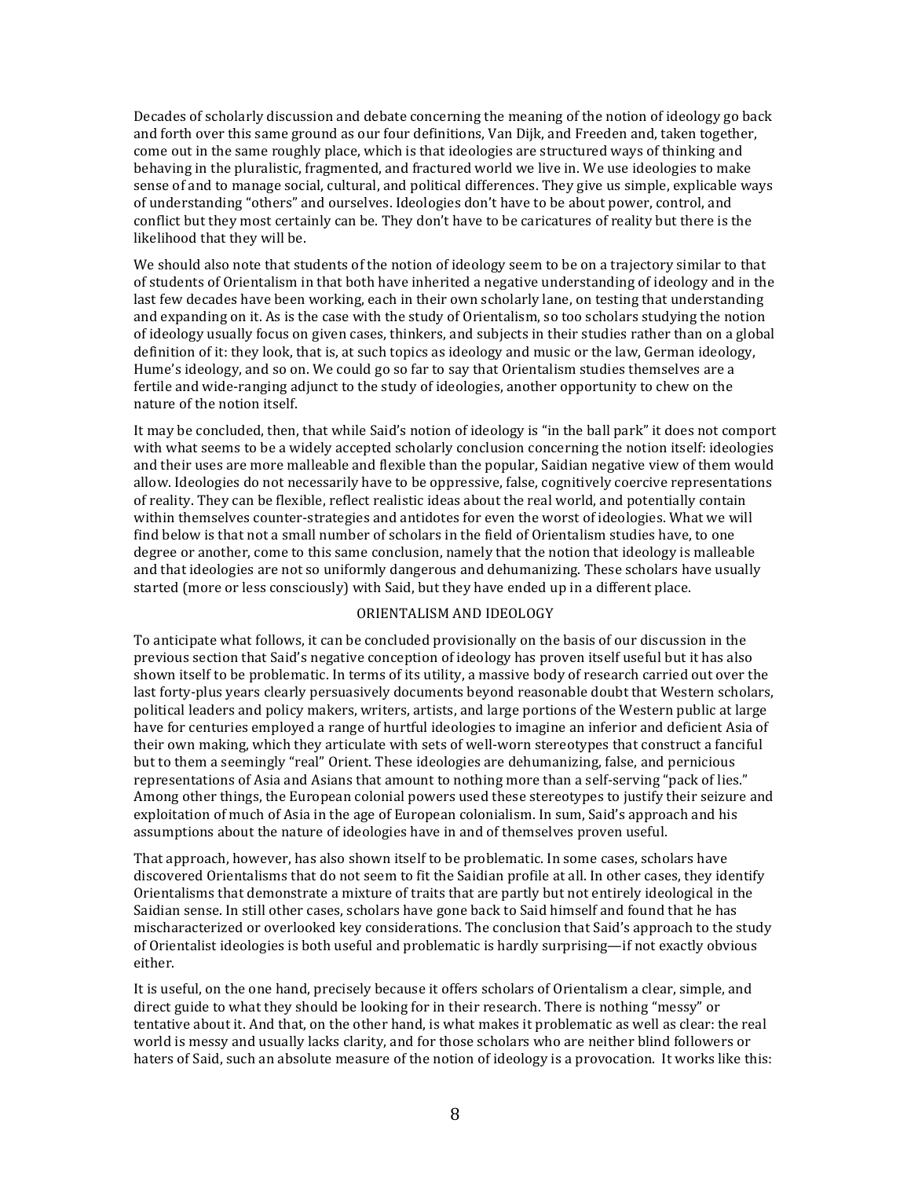Decades of scholarly discussion and debate concerning the meaning of the notion of ideology go back and forth over this same ground as our four definitions, Van Dijk, and Freeden and, taken together, come out in the same roughly place, which is that ideologies are structured ways of thinking and behaving in the pluralistic, fragmented, and fractured world we live in. We use ideologies to make sense of and to manage social, cultural, and political differences. They give us simple, explicable ways of understanding "others" and ourselves. Ideologies don't have to be about power, control, and conflict but they most certainly can be. They don't have to be caricatures of reality but there is the likelihood that they will be.

We should also note that students of the notion of ideology seem to be on a trajectory similar to that of students of Orientalism in that both have inherited a negative understanding of ideology and in the last few decades have been working, each in their own scholarly lane, on testing that understanding and expanding on it. As is the case with the study of Orientalism, so too scholars studying the notion of ideology usually focus on given cases, thinkers, and subjects in their studies rather than on a global definition of it: they look, that is, at such topics as ideology and music or the law, German ideology, Hume's ideology, and so on. We could go so far to say that Orientalism studies themselves are a fertile and wide-ranging adjunct to the study of ideologies, another opportunity to chew on the nature of the notion itself.

It may be concluded, then, that while Said's notion of ideology is "in the ball park" it does not comport with what seems to be a widely accepted scholarly conclusion concerning the notion itself: ideologies and their uses are more malleable and flexible than the popular, Saidian negative view of them would allow. Ideologies do not necessarily have to be oppressive, false, cognitively coercive representations of reality. They can be flexible, reflect realistic ideas about the real world, and potentially contain within themselves counter-strategies and antidotes for even the worst of ideologies. What we will find below is that not a small number of scholars in the field of Orientalism studies have, to one degree or another, come to this same conclusion, namely that the notion that ideology is malleable and that ideologies are not so uniformly dangerous and dehumanizing. These scholars have usually started (more or less consciously) with Said, but they have ended up in a different place.

## ORIENTALISM AND IDEOLOGY

To anticipate what follows, it can be concluded provisionally on the basis of our discussion in the previous section that Said's negative conception of ideology has proven itself useful but it has also shown itself to be problematic. In terms of its utility, a massive body of research carried out over the last forty-plus years clearly persuasively documents beyond reasonable doubt that Western scholars, political leaders and policy makers, writers, artists, and large portions of the Western public at large have for centuries employed a range of hurtful ideologies to imagine an inferior and deficient Asia of their own making, which they articulate with sets of well-worn stereotypes that construct a fanciful but to them a seemingly "real" Orient. These ideologies are dehumanizing, false, and pernicious representations of Asia and Asians that amount to nothing more than a self-serving "pack of lies." Among other things, the European colonial powers used these stereotypes to justify their seizure and exploitation of much of Asia in the age of European colonialism. In sum, Said's approach and his assumptions about the nature of ideologies have in and of themselves proven useful.

That approach, however, has also shown itself to be problematic. In some cases, scholars have discovered Orientalisms that do not seem to fit the Saidian profile at all. In other cases, they identify Orientalisms that demonstrate a mixture of traits that are partly but not entirely ideological in the Saidian sense. In still other cases, scholars have gone back to Said himself and found that he has mischaracterized or overlooked key considerations. The conclusion that Said's approach to the study of Orientalist ideologies is both useful and problematic is hardly surprising—if not exactly obvious either.

It is useful, on the one hand, precisely because it offers scholars of Orientalism a clear, simple, and direct guide to what they should be looking for in their research. There is nothing "messy" or tentative about it. And that, on the other hand, is what makes it problematic as well as clear: the real world is messy and usually lacks clarity, and for those scholars who are neither blind followers or haters of Said, such an absolute measure of the notion of ideology is a provocation. It works like this: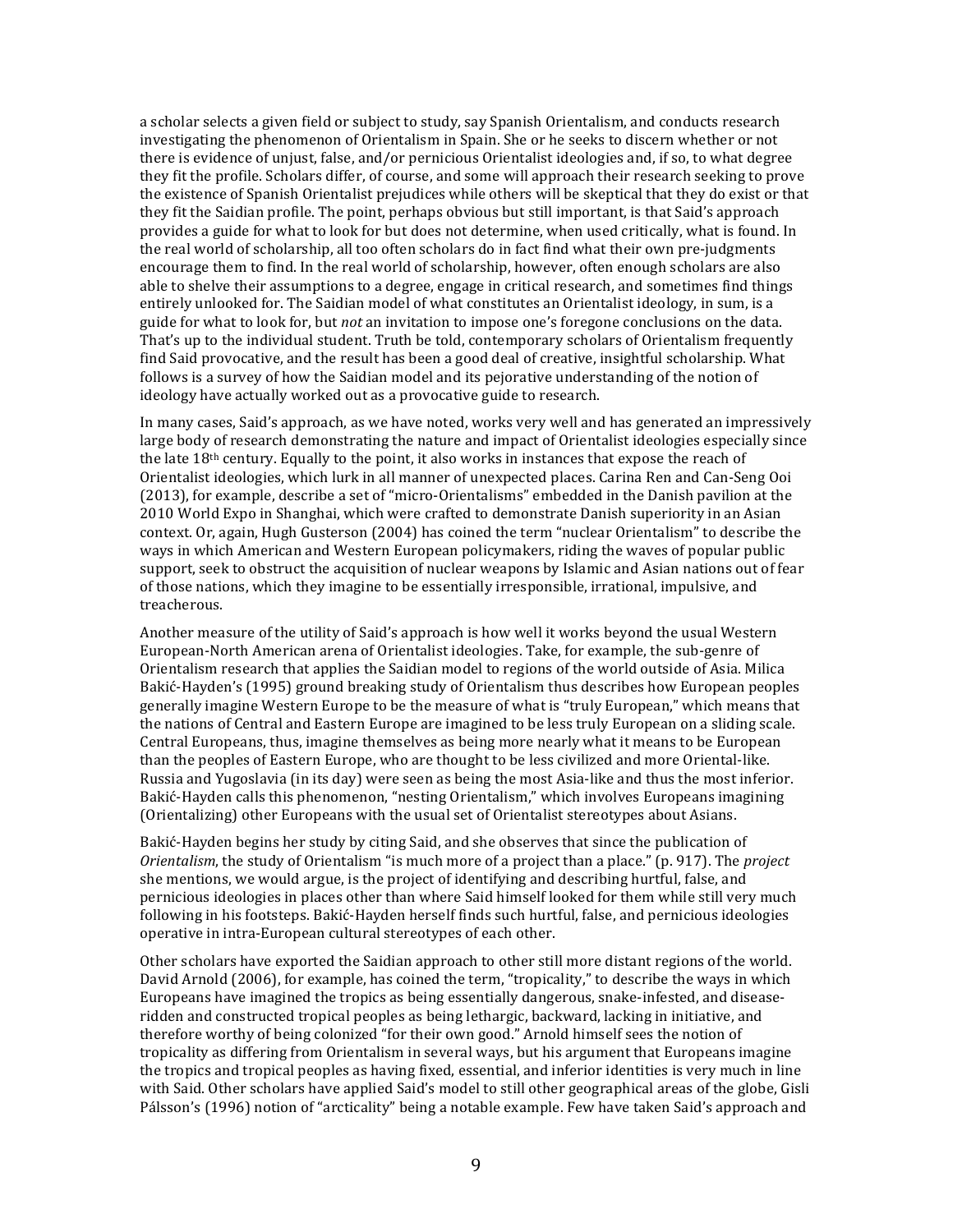a scholar selects a given field or subject to study, say Spanish Orientalism, and conducts research investigating the phenomenon of Orientalism in Spain. She or he seeks to discern whether or not there is evidence of unjust, false, and/or pernicious Orientalist ideologies and, if so, to what degree they fit the profile. Scholars differ, of course, and some will approach their research seeking to prove the existence of Spanish Orientalist prejudices while others will be skeptical that they do exist or that they fit the Saidian profile. The point, perhaps obvious but still important, is that Said's approach provides a guide for what to look for but does not determine, when used critically, what is found. In the real world of scholarship, all too often scholars do in fact find what their own pre-judgments encourage them to find. In the real world of scholarship, however, often enough scholars are also able to shelve their assumptions to a degree, engage in critical research, and sometimes find things entirely unlooked for. The Saidian model of what constitutes an Orientalist ideology, in sum, is a guide for what to look for, but *not* an invitation to impose one's foregone conclusions on the data. That's up to the individual student. Truth be told, contemporary scholars of Orientalism frequently find Said provocative, and the result has been a good deal of creative, insightful scholarship. What follows is a survey of how the Saidian model and its pejorative understanding of the notion of ideology have actually worked out as a provocative guide to research.

In many cases, Said's approach, as we have noted, works very well and has generated an impressively large body of research demonstrating the nature and impact of Orientalist ideologies especially since the late 18th century. Equally to the point, it also works in instances that expose the reach of Orientalist ideologies, which lurk in all manner of unexpected places. Carina Ren and Can-Seng Ooi (2013), for example, describe a set of "micro-Orientalisms" embedded in the Danish pavilion at the 2010 World Expo in Shanghai, which were crafted to demonstrate Danish superiority in an Asian context. Or, again, Hugh Gusterson (2004) has coined the term "nuclear Orientalism" to describe the ways in which American and Western European policymakers, riding the waves of popular public support, seek to obstruct the acquisition of nuclear weapons by Islamic and Asian nations out of fear of those nations, which they imagine to be essentially irresponsible, irrational, impulsive, and treacherous.

Another measure of the utility of Said's approach is how well it works beyond the usual Western European-North American arena of Orientalist ideologies. Take, for example, the sub-genre of Orientalism research that applies the Saidian model to regions of the world outside of Asia. Milica Bakić-Hayden's (1995) ground breaking study of Orientalism thus describes how European peoples generally imagine Western Europe to be the measure of what is "truly European," which means that the nations of Central and Eastern Europe are imagined to be less truly European on a sliding scale. Central Europeans, thus, imagine themselves as being more nearly what it means to be European than the peoples of Eastern Europe, who are thought to be less civilized and more Oriental-like. Russia and Yugoslavia (in its day) were seen as being the most Asia-like and thus the most inferior. Bakić-Hayden calls this phenomenon, "nesting Orientalism," which involves Europeans imagining (Orientalizing) other Europeans with the usual set of Orientalist stereotypes about Asians.

Bakić-Hayden begins her study by citing Said, and she observes that since the publication of *Orientalism*, the study of Orientalism "is much more of a project than a place." (p. 917). The *project* she mentions, we would argue, is the project of identifying and describing hurtful, false, and pernicious ideologies in places other than where Said himself looked for them while still very much following in his footsteps. Bakić-Hayden herself finds such hurtful, false, and pernicious ideologies operative in intra-European cultural stereotypes of each other.

Other scholars have exported the Saidian approach to other still more distant regions of the world. David Arnold (2006), for example, has coined the term, "tropicality," to describe the ways in which Europeans have imagined the tropics as being essentially dangerous, snake-infested, and disease-ridden and constructed tropical peoples as being lethargic, backward, lacking in initiative, and therefore worthy of being colonized "for their own good." Arnold himself sees the notion of tropicality as differing from Orientalism in several ways, but his argument that Europeans imagine the tropics and tropical peoples as having fixed, essential, and inferior identities is very much in line with Said. Other scholars have applied Said's model to still other geographical areas of the globe, Gisli Pálsson's (1996) notion of "arcticality" being a notable example. Few have taken Said's approach and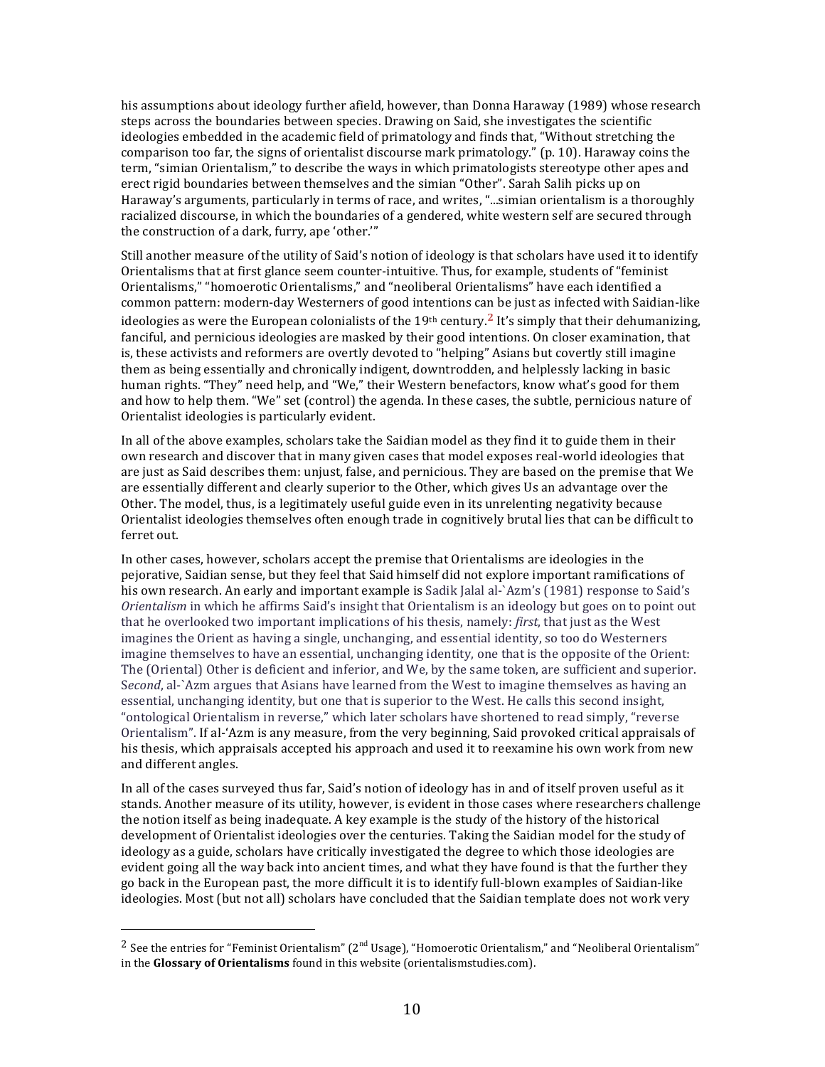his assumptions about ideology further afield, however, than Donna Haraway (1989) whose research steps across the boundaries between species. Drawing on Said, she investigates the scientific ideologies embedded in the academic field of primatology and finds that, "Without stretching the comparison too far, the signs of orientalist discourse mark primatology." (p. 10). Haraway coins the term, "simian Orientalism," to describe the ways in which primatologists stereotype other apes and erect rigid boundaries between themselves and the simian "Other". Sarah Salih picks up on Haraway's arguments, particularly in terms of race, and writes, "...simian orientalism is a thoroughly racialized discourse, in which the boundaries of a gendered, white western self are secured through the construction of a dark, furry, ape 'other.'"

Still another measure of the utility of Said's notion of ideology is that scholars have used it to identify Orientalisms that at first glance seem counter-intuitive. Thus, for example, students of "feminist Orientalisms," "homoerotic Orientalisms," and "neoliberal Orientalisms" have each identified a common pattern: modern-day Westerners of good intentions can be just as infected with Saidian-like ideologies as were the European colonialists of the 19th century.[2] It's simply that their dehumanizing, fanciful, and pernicious ideologies are masked by their good intentions. On closer examination, that is, these activists and reformers are overtly devoted to "helping" Asians but covertly still imagine them as being essentially and chronically indigent, downtrodden, and helplessly lacking in basic human rights. "They" need help, and "We," their Western benefactors, know what's good for them and how to help them. "We" set (control) the agenda. In these cases, the subtle, pernicious nature of Orientalist ideologies is particularly evident.

In all of the above examples, scholars take the Saidian model as they find it to guide them in their own research and discover that in many given cases that model exposes real-world ideologies that are just as Said describes them: unjust, false, and pernicious. They are based on the premise that We are essentially different and clearly superior to the Other, which gives Us an advantage over the Other. The model, thus, is a legitimately useful guide even in its unrelenting negativity because Orientalist ideologies themselves often enough trade in cognitively brutal lies that can be difficult to ferret out.

In other cases, however, scholars accept the premise that Orientalisms are ideologies in the pejorative, Saidian sense, but they feel that Said himself did not explore important ramifications of his own research. An early and important example is Sadik Jalal al-`Azm's (1981) response to Said's *Orientalism* in which he affirms Said's insight that Orientalism is an ideology but goes on to point out that he overlooked two important implications of his thesis, namely: *first*, that just as the West imagines the Orient as having a single, unchanging, and essential identity, so too do Westerners imagine themselves to have an essential, unchanging identity, one that is the opposite of the Orient: The (Oriental) Other is deficient and inferior, and We, by the same token, are sufficient and superior. S*econd*, al-`Azm argues that Asians have learned from the West to imagine themselves as having an essential, unchanging identity, but one that is superior to the West. He calls this second insight, "ontological Orientalism in reverse," which later scholars have shortened to read simply, "reverse Orientalism". If al-'Azm is any measure, from the very beginning, Said provoked critical appraisals of his thesis, which appraisals accepted his approach and used it to reexamine his own work from new and different angles.

In all of the cases surveyed thus far, Said's notion of ideology has in and of itself proven useful as it stands. Another measure of its utility, however, is evident in those cases where researchers challenge the notion itself as being inadequate. A key example is the study of the history of the historical development of Orientalist ideologies over the centuries. Taking the Saidian model for the study of ideology as a guide, scholars have critically investigated the degree to which those ideologies are evident going all the way back into ancient times, and what they have found is that the further they go back in the European past, the more difficult it is to identify full-blown examples of Saidian-like ideologies. Most (but not all) scholars have concluded that the Saidian template does not work very

---

[2] See the entries for "Feminist Orientalism" (2nd Usage), "Homoerotic Orientalism," and "Neoliberal Orientalism" in the **Glossary of Orientalisms** found in this website (orientalismstudies.com).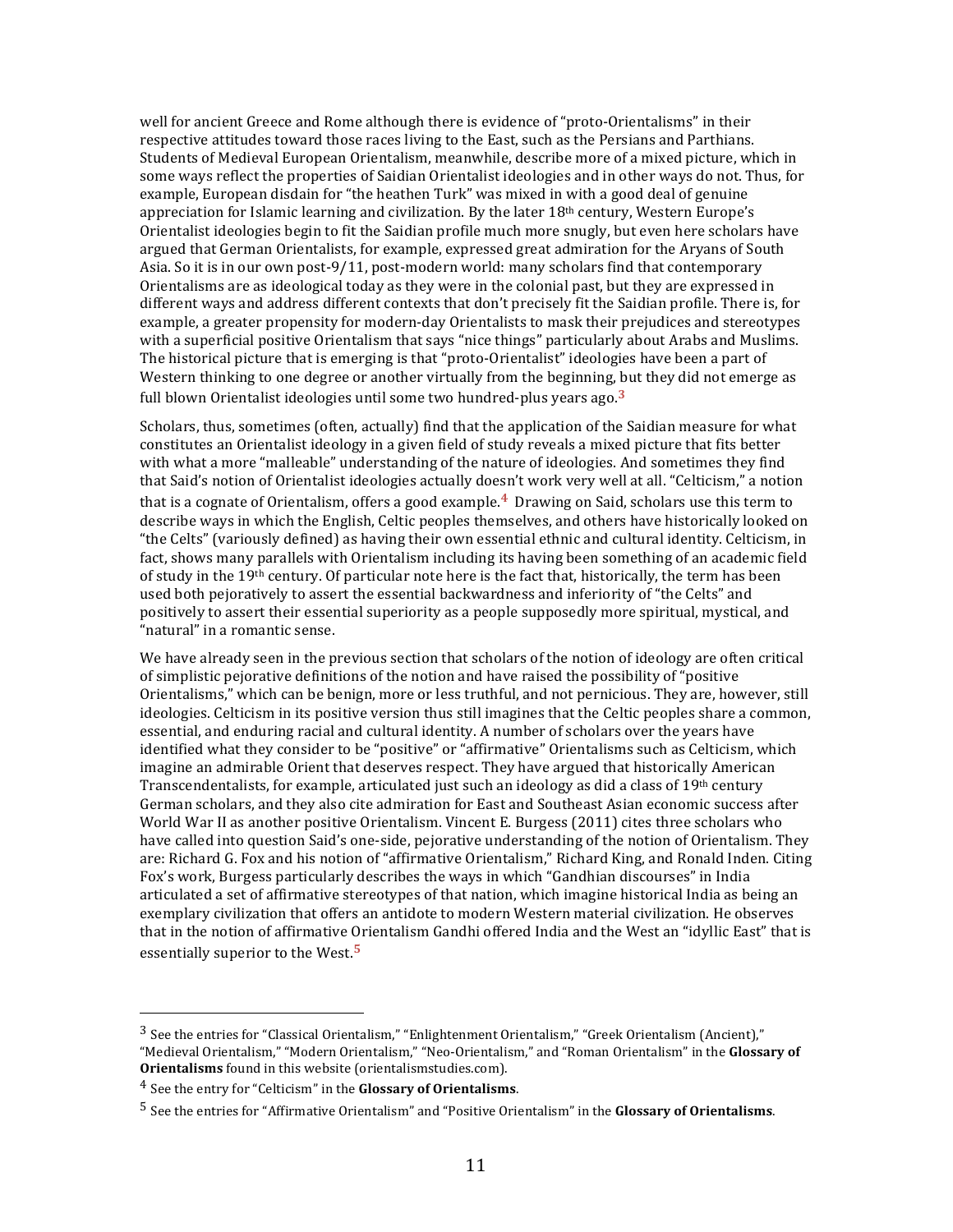well for ancient Greece and Rome although there is evidence of "proto-Orientalisms" in their respective attitudes toward those races living to the East, such as the Persians and Parthians. Students of Medieval European Orientalism, meanwhile, describe more of a mixed picture, which in some ways reflect the properties of Saidian Orientalist ideologies and in other ways do not. Thus, for example, European disdain for "the heathen Turk" was mixed in with a good deal of genuine appreciation for Islamic learning and civilization. By the later 18th century, Western Europe's Orientalist ideologies begin to fit the Saidian profile much more snugly, but even here scholars have argued that German Orientalists, for example, expressed great admiration for the Aryans of South Asia. So it is in our own post-9/11, post-modern world: many scholars find that contemporary Orientalisms are as ideological today as they were in the colonial past, but they are expressed in different ways and address different contexts that don't precisely fit the Saidian profile. There is, for example, a greater propensity for modern-day Orientalists to mask their prejudices and stereotypes with a superficial positive Orientalism that says "nice things" particularly about Arabs and Muslims. The historical picture that is emerging is that "proto-Orientalist" ideologies have been a part of Western thinking to one degree or another virtually from the beginning, but they did not emerge as full blown Orientalist ideologies until some two hundred-plus years ago.[3]

Scholars, thus, sometimes (often, actually) find that the application of the Saidian measure for what constitutes an Orientalist ideology in a given field of study reveals a mixed picture that fits better with what a more "malleable" understanding of the nature of ideologies. And sometimes they find that Said's notion of Orientalist ideologies actually doesn't work very well at all. "Celticism," a notion that is a cognate of Orientalism, offers a good example.[4] Drawing on Said, scholars use this term to describe ways in which the English, Celtic peoples themselves, and others have historically looked on "the Celts" (variously defined) as having their own essential ethnic and cultural identity. Celticism, in fact, shows many parallels with Orientalism including its having been something of an academic field of study in the 19th century. Of particular note here is the fact that, historically, the term has been used both pejoratively to assert the essential backwardness and inferiority of "the Celts" and positively to assert their essential superiority as a people supposedly more spiritual, mystical, and "natural" in a romantic sense.

We have already seen in the previous section that scholars of the notion of ideology are often critical of simplistic pejorative definitions of the notion and have raised the possibility of "positive Orientalisms," which can be benign, more or less truthful, and not pernicious. They are, however, still ideologies. Celticism in its positive version thus still imagines that the Celtic peoples share a common, essential, and enduring racial and cultural identity. A number of scholars over the years have identified what they consider to be "positive" or "affirmative" Orientalisms such as Celticism, which imagine an admirable Orient that deserves respect. They have argued that historically American Transcendentalists, for example, articulated just such an ideology as did a class of 19th century German scholars, and they also cite admiration for East and Southeast Asian economic success after World War II as another positive Orientalism. Vincent E. Burgess (2011) cites three scholars who have called into question Said's one-side, pejorative understanding of the notion of Orientalism. They are: Richard G. Fox and his notion of "affirmative Orientalism," Richard King, and Ronald Inden. Citing Fox's work, Burgess particularly describes the ways in which "Gandhian discourses" in India articulated a set of affirmative stereotypes of that nation, which imagine historical India as being an exemplary civilization that offers an antidote to modern Western material civilization. He observes that in the notion of affirmative Orientalism Gandhi offered India and the West an "idyllic East" that is essentially superior to the West.[5]

---

[3] See the entries for "Classical Orientalism," "Enlightenment Orientalism," "Greek Orientalism (Ancient)," "Medieval Orientalism," "Modern Orientalism," "Neo-Orientalism," and "Roman Orientalism" in the **Glossary of Orientalisms** found in this website (orientalismstudies.com).

[4] See the entry for "Celticism" in the **Glossary of Orientalisms**.

[5] See the entries for "Affirmative Orientalism" and "Positive Orientalism" in the **Glossary of Orientalisms**.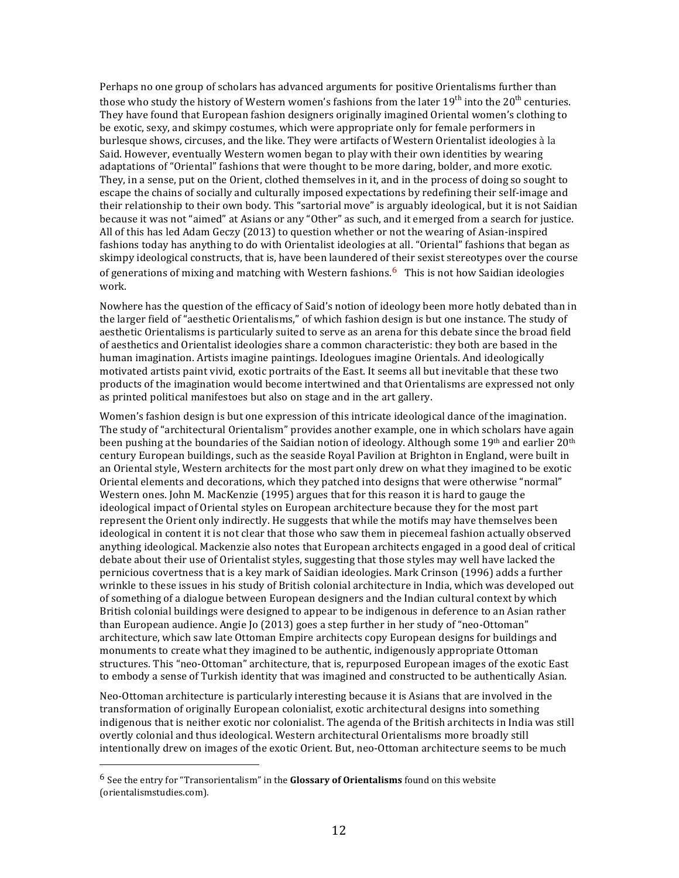Perhaps no one group of scholars has advanced arguments for positive Orientalisms further than those who study the history of Western women's fashions from the later 19th into the 20th centuries. They have found that European fashion designers originally imagined Oriental women's clothing to be exotic, sexy, and skimpy costumes, which were appropriate only for female performers in burlesque shows, circuses, and the like. They were artifacts of Western Orientalist ideologies à la Said. However, eventually Western women began to play with their own identities by wearing adaptations of "Oriental" fashions that were thought to be more daring, bolder, and more exotic. They, in a sense, put on the Orient, clothed themselves in it, and in the process of doing so sought to escape the chains of socially and culturally imposed expectations by redefining their self-image and their relationship to their own body. This "sartorial move" is arguably ideological, but it is not Saidian because it was not "aimed" at Asians or any "Other" as such, and it emerged from a search for justice. All of this has led Adam Geczy (2013) to question whether or not the wearing of Asian-inspired fashions today has anything to do with Orientalist ideologies at all. "Oriental" fashions that began as skimpy ideological constructs, that is, have been laundered of their sexist stereotypes over the course of generations of mixing and matching with Western fashions.[6] This is not how Saidian ideologies work.

Nowhere has the question of the efficacy of Said's notion of ideology been more hotly debated than in the larger field of "aesthetic Orientalisms," of which fashion design is but one instance. The study of aesthetic Orientalisms is particularly suited to serve as an arena for this debate since the broad field of aesthetics and Orientalist ideologies share a common characteristic: they both are based in the human imagination. Artists imagine paintings. Ideologues imagine Orientals. And ideologically motivated artists paint vivid, exotic portraits of the East. It seems all but inevitable that these two products of the imagination would become intertwined and that Orientalisms are expressed not only as printed political manifestoes but also on stage and in the art gallery.

Women's fashion design is but one expression of this intricate ideological dance of the imagination. The study of "architectural Orientalism" provides another example, one in which scholars have again been pushing at the boundaries of the Saidian notion of ideology. Although some 19th and earlier 20th century European buildings, such as the seaside Royal Pavilion at Brighton in England, were built in an Oriental style, Western architects for the most part only drew on what they imagined to be exotic Oriental elements and decorations, which they patched into designs that were otherwise "normal" Western ones. John M. MacKenzie (1995) argues that for this reason it is hard to gauge the ideological impact of Oriental styles on European architecture because they for the most part represent the Orient only indirectly. He suggests that while the motifs may have themselves been ideological in content it is not clear that those who saw them in piecemeal fashion actually observed anything ideological. Mackenzie also notes that European architects engaged in a good deal of critical debate about their use of Orientalist styles, suggesting that those styles may well have lacked the pernicious covertness that is a key mark of Saidian ideologies. Mark Crinson (1996) adds a further wrinkle to these issues in his study of British colonial architecture in India, which was developed out of something of a dialogue between European designers and the Indian cultural context by which British colonial buildings were designed to appear to be indigenous in deference to an Asian rather than European audience. Angie Jo (2013) goes a step further in her study of "neo-Ottoman" architecture, which saw late Ottoman Empire architects copy European designs for buildings and monuments to create what they imagined to be authentic, indigenously appropriate Ottoman structures. This "neo-Ottoman" architecture, that is, repurposed European images of the exotic East to embody a sense of Turkish identity that was imagined and constructed to be authentically Asian.

Neo-Ottoman architecture is particularly interesting because it is Asians that are involved in the transformation of originally European colonialist, exotic architectural designs into something indigenous that is neither exotic nor colonialist. The agenda of the British architects in India was still overtly colonial and thus ideological. Western architectural Orientalisms more broadly still intentionally drew on images of the exotic Orient. But, neo-Ottoman architecture seems to be much

---

[6] See the entry for "Transorientalism" in the **Glossary of Orientalisms** found on this website (orientalismstudies.com).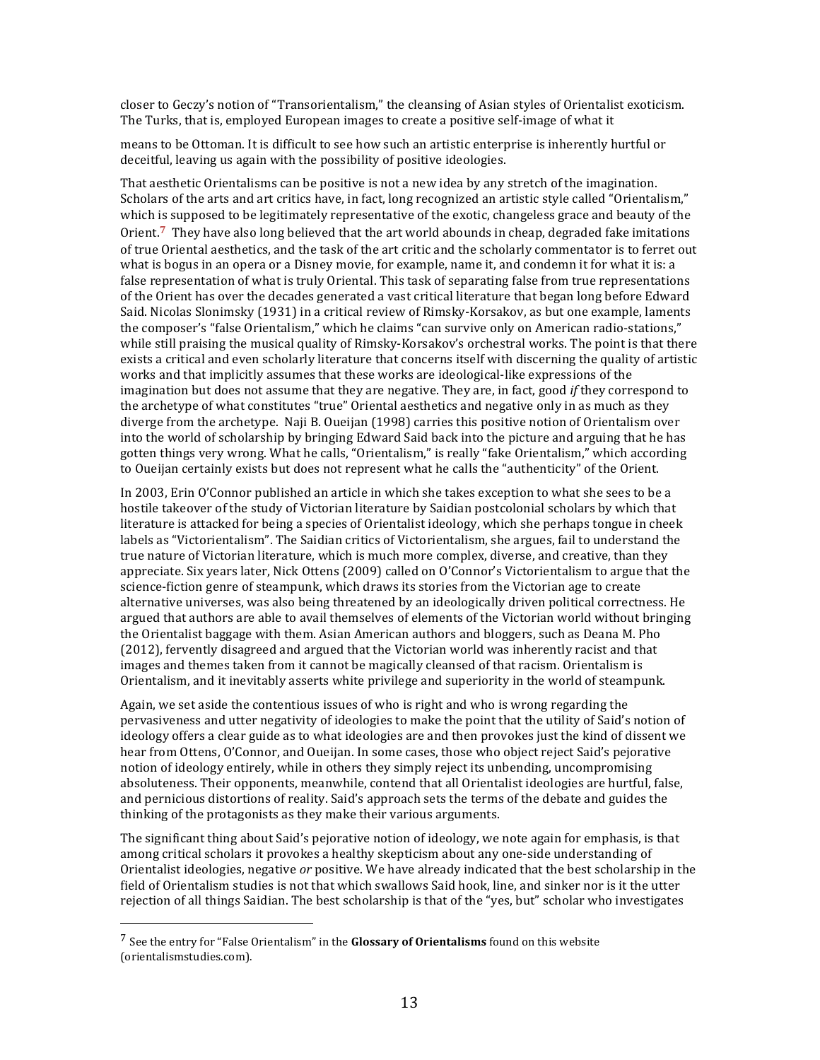closer to Geczy's notion of "Transorientalism," the cleansing of Asian styles of Orientalist exoticism. The Turks, that is, employed European images to create a positive self-image of what it means to be Ottoman. It is difficult to see how such an artistic enterprise is inherently hurtful or deceitful, leaving us again with the possibility of positive ideologies.

That aesthetic Orientalisms can be positive is not a new idea by any stretch of the imagination. Scholars of the arts and art critics have, in fact, long recognized an artistic style called "Orientalism," which is supposed to be legitimately representative of the exotic, changeless grace and beauty of the Orient.[7] They have also long believed that the art world abounds in cheap, degraded fake imitations of true Oriental aesthetics, and the task of the art critic and the scholarly commentator is to ferret out what is bogus in an opera or a Disney movie, for example, name it, and condemn it for what it is: a false representation of what is truly Oriental. This task of separating false from true representations of the Orient has over the decades generated a vast critical literature that began long before Edward Said. Nicolas Slonimsky (1931) in a critical review of Rimsky-Korsakov, as but one example, laments the composer's "false Orientalism," which he claims "can survive only on American radio-stations," while still praising the musical quality of Rimsky-Korsakov's orchestral works. The point is that there exists a critical and even scholarly literature that concerns itself with discerning the quality of artistic works and that implicitly assumes that these works are ideological-like expressions of the imagination but does not assume that they are negative. They are, in fact, good *if* they correspond to the archetype of what constitutes "true" Oriental aesthetics and negative only in as much as they diverge from the archetype. Naji B. Oueijan (1998) carries this positive notion of Orientalism over into the world of scholarship by bringing Edward Said back into the picture and arguing that he has gotten things very wrong. What he calls, "Orientalism," is really "fake Orientalism," which according to Oueijan certainly exists but does not represent what he calls the "authenticity" of the Orient.

In 2003, Erin O'Connor published an article in which she takes exception to what she sees to be a hostile takeover of the study of Victorian literature by Saidian postcolonial scholars by which that literature is attacked for being a species of Orientalist ideology, which she perhaps tongue in cheek labels as "Victorientalism". The Saidian critics of Victorientalism, she argues, fail to understand the true nature of Victorian literature, which is much more complex, diverse, and creative, than they appreciate. Six years later, Nick Ottens (2009) called on O'Connor's Victorientalism to argue that the science-fiction genre of steampunk, which draws its stories from the Victorian age to create alternative universes, was also being threatened by an ideologically driven political correctness. He argued that authors are able to avail themselves of elements of the Victorian world without bringing the Orientalist baggage with them. Asian American authors and bloggers, such as Deana M. Pho (2012), fervently disagreed and argued that the Victorian world was inherently racist and that images and themes taken from it cannot be magically cleansed of that racism. Orientalism is Orientalism, and it inevitably asserts white privilege and superiority in the world of steampunk.

Again, we set aside the contentious issues of who is right and who is wrong regarding the pervasiveness and utter negativity of ideologies to make the point that the utility of Said's notion of ideology offers a clear guide as to what ideologies are and then provokes just the kind of dissent we hear from Ottens, O'Connor, and Oueijan. In some cases, those who object reject Said's pejorative notion of ideology entirely, while in others they simply reject its unbending, uncompromising absoluteness. Their opponents, meanwhile, contend that all Orientalist ideologies are hurtful, false, and pernicious distortions of reality. Said's approach sets the terms of the debate and guides the thinking of the protagonists as they make their various arguments.

The significant thing about Said's pejorative notion of ideology, we note again for emphasis, is that among critical scholars it provokes a healthy skepticism about any one-side understanding of Orientalist ideologies, negative *or* positive. We have already indicated that the best scholarship in the field of Orientalism studies is not that which swallows Said hook, line, and sinker nor is it the utter rejection of all things Saidian. The best scholarship is that of the "yes, but" scholar who investigates

---

[7] See the entry for "False Orientalism" in the **Glossary of Orientalisms** found on this website (orientalismstudies.com).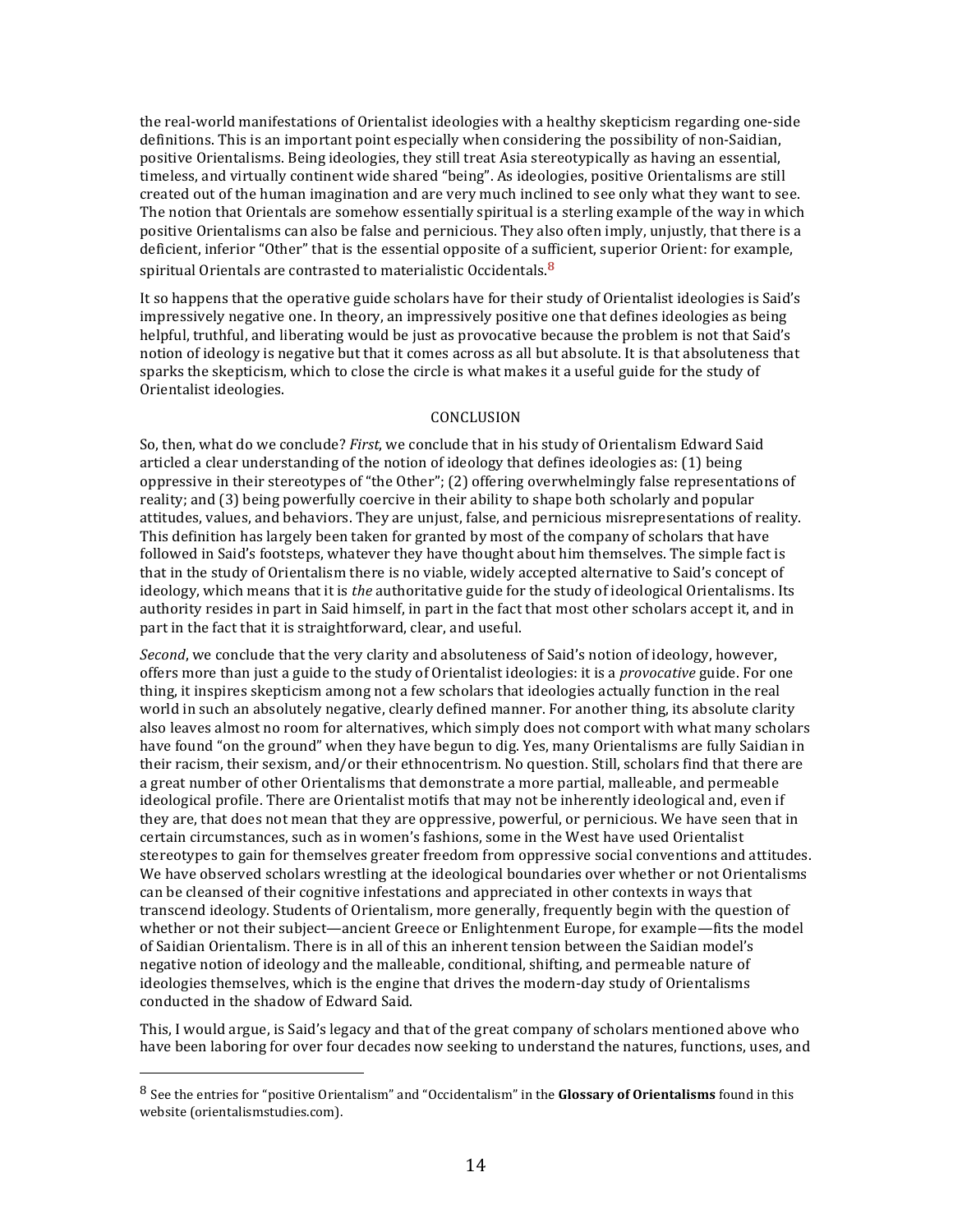the real-world manifestations of Orientalist ideologies with a healthy skepticism regarding one-side definitions. This is an important point especially when considering the possibility of non-Saidian, positive Orientalisms. Being ideologies, they still treat Asia stereotypically as having an essential, timeless, and virtually continent wide shared "being". As ideologies, positive Orientalisms are still created out of the human imagination and are very much inclined to see only what they want to see. The notion that Orientals are somehow essentially spiritual is a sterling example of the way in which positive Orientalisms can also be false and pernicious. They also often imply, unjustly, that there is a deficient, inferior "Other" that is the essential opposite of a sufficient, superior Orient: for example, spiritual Orientals are contrasted to materialistic Occidentals.[8]

It so happens that the operative guide scholars have for their study of Orientalist ideologies is Said's impressively negative one. In theory, an impressively positive one that defines ideologies as being helpful, truthful, and liberating would be just as provocative because the problem is not that Said's notion of ideology is negative but that it comes across as all but absolute. It is that absoluteness that sparks the skepticism, which to close the circle is what makes it a useful guide for the study of Orientalist ideologies.

## CONCLUSION

So, then, what do we conclude? *First*, we conclude that in his study of Orientalism Edward Said articled a clear understanding of the notion of ideology that defines ideologies as: (1) being oppressive in their stereotypes of "the Other"; (2) offering overwhelmingly false representations of reality; and (3) being powerfully coercive in their ability to shape both scholarly and popular attitudes, values, and behaviors. They are unjust, false, and pernicious misrepresentations of reality. This definition has largely been taken for granted by most of the company of scholars that have followed in Said's footsteps, whatever they have thought about him themselves. The simple fact is that in the study of Orientalism there is no viable, widely accepted alternative to Said's concept of ideology, which means that it is *the* authoritative guide for the study of ideological Orientalisms. Its authority resides in part in Said himself, in part in the fact that most other scholars accept it, and in part in the fact that it is straightforward, clear, and useful.

*Second*, we conclude that the very clarity and absoluteness of Said's notion of ideology, however, offers more than just a guide to the study of Orientalist ideologies: it is a *provocative* guide. For one thing, it inspires skepticism among not a few scholars that ideologies actually function in the real world in such an absolutely negative, clearly defined manner. For another thing, its absolute clarity also leaves almost no room for alternatives, which simply does not comport with what many scholars have found "on the ground" when they have begun to dig. Yes, many Orientalisms are fully Saidian in their racism, their sexism, and/or their ethnocentrism. No question. Still, scholars find that there are a great number of other Orientalisms that demonstrate a more partial, malleable, and permeable ideological profile. There are Orientalist motifs that may not be inherently ideological and, even if they are, that does not mean that they are oppressive, powerful, or pernicious. We have seen that in certain circumstances, such as in women's fashions, some in the West have used Orientalist stereotypes to gain for themselves greater freedom from oppressive social conventions and attitudes. We have observed scholars wrestling at the ideological boundaries over whether or not Orientalisms can be cleansed of their cognitive infestations and appreciated in other contexts in ways that transcend ideology. Students of Orientalism, more generally, frequently begin with the question of whether or not their subject—ancient Greece or Enlightenment Europe, for example—fits the model of Saidian Orientalism. There is in all of this an inherent tension between the Saidian model's negative notion of ideology and the malleable, conditional, shifting, and permeable nature of ideologies themselves, which is the engine that drives the modern-day study of Orientalisms conducted in the shadow of Edward Said.

This, I would argue, is Said's legacy and that of the great company of scholars mentioned above who have been laboring for over four decades now seeking to understand the natures, functions, uses, and

---

[8] See the entries for "positive Orientalism" and "Occidentalism" in the **Glossary of Orientalisms** found in this website (orientalismstudies.com).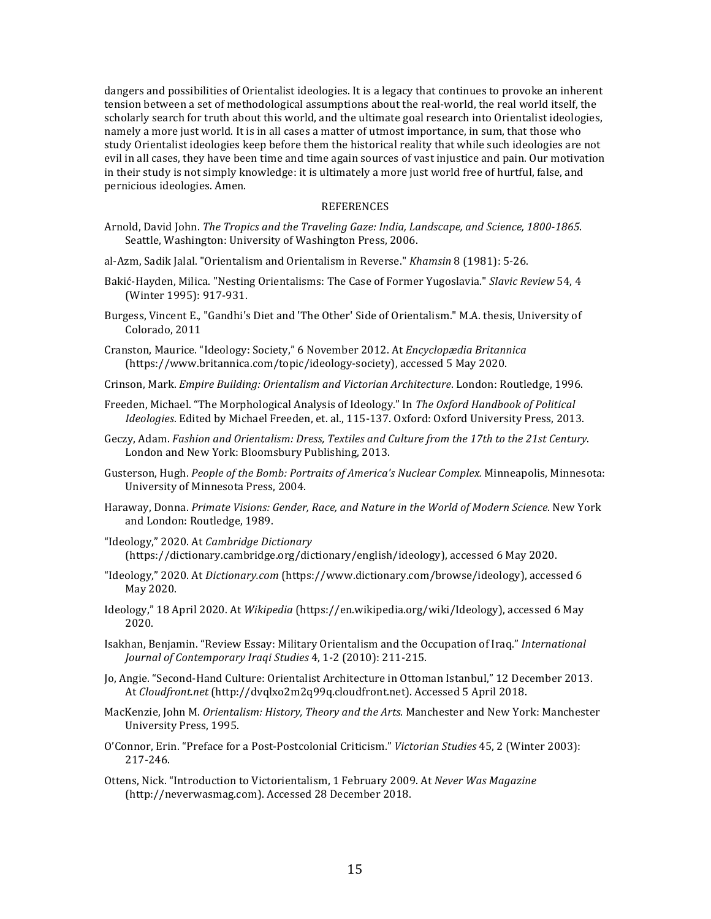dangers and possibilities of Orientalist ideologies. It is a legacy that continues to provoke an inherent tension between a set of methodological assumptions about the real-world, the real world itself, the scholarly search for truth about this world, and the ultimate goal research into Orientalist ideologies, namely a more just world. It is in all cases a matter of utmost importance, in sum, that those who study Orientalist ideologies keep before them the historical reality that while such ideologies are not evil in all cases, they have been time and time again sources of vast injustice and pain. Our motivation in their study is not simply knowledge: it is ultimately a more just world free of hurtful, false, and pernicious ideologies. Amen.

## REFERENCES

Arnold, David John. *The Tropics and the Traveling Gaze: India, Landscape, and Science, 1800-1865*. Seattle, Washington: University of Washington Press, 2006.

al-Azm, Sadik Jalal. "Orientalism and Orientalism in Reverse." *Khamsin* 8 (1981): 5-26.

Bakić-Hayden, Milica. "Nesting Orientalisms: The Case of Former Yugoslavia." *Slavic Review* 54, 4 (Winter 1995): 917-931.

Burgess, Vincent E., "Gandhi's Diet and 'The Other' Side of Orientalism." M.A. thesis, University of Colorado, 2011

Cranston, Maurice. "Ideology: Society," 6 November 2012. At *Encyclopædia Britannica* (https://www.britannica.com/topic/ideology-society), accessed 5 May 2020.

Crinson, Mark. *Empire Building: Orientalism and Victorian Architecture*. London: Routledge, 1996.

Freeden, Michael. "The Morphological Analysis of Ideology." In *The Oxford Handbook of Political Ideologies*. Edited by Michael Freeden, et. al., 115-137. Oxford: Oxford University Press, 2013.

Geczy, Adam. *Fashion and Orientalism: Dress, Textiles and Culture from the 17th to the 21st Century*. London and New York: Bloomsbury Publishing, 2013.

Gusterson, Hugh. *People of the Bomb: Portraits of America's Nuclear Complex.* Minneapolis, Minnesota: University of Minnesota Press, 2004.

Haraway, Donna. *Primate Visions: Gender, Race, and Nature in the World of Modern Science*. New York and London: Routledge, 1989.

"Ideology," 2020. At *Cambridge Dictionary* (https://dictionary.cambridge.org/dictionary/english/ideology), accessed 6 May 2020.

"Ideology," 2020. At *Dictionary.com* (https://www.dictionary.com/browse/ideology), accessed 6 May 2020.

Ideology," 18 April 2020. At *Wikipedia* (https://en.wikipedia.org/wiki/Ideology), accessed 6 May 2020.

Isakhan, Benjamin. "Review Essay: Military Orientalism and the Occupation of Iraq." *International Journal of Contemporary Iraqi Studies* 4, 1-2 (2010): 211-215.

Jo, Angie. "Second-Hand Culture: Orientalist Architecture in Ottoman Istanbul," 12 December 2013. At *Cloudfront.net* (http://dvqlxo2m2q99q.cloudfront.net). Accessed 5 April 2018.

MacKenzie, John M. *Orientalism: History, Theory and the Arts*. Manchester and New York: Manchester University Press, 1995.

O'Connor, Erin. "Preface for a Post-Postcolonial Criticism." *Victorian Studies* 45, 2 (Winter 2003): 217-246.

Ottens, Nick. "Introduction to Victorientalism, 1 February 2009. At *Never Was Magazine* (http://neverwasmag.com). Accessed 28 December 2018.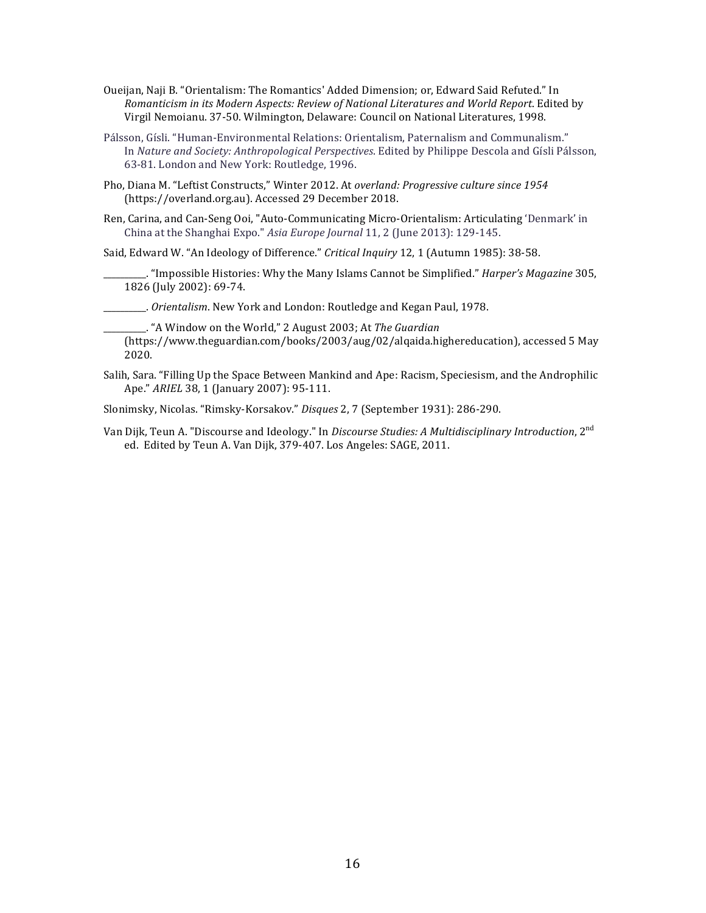Oueijan, Naji B. "Orientalism: The Romantics' Added Dimension; or, Edward Said Refuted." In *Romanticism in its Modern Aspects: Review of National Literatures and World Report*. Edited by Virgil Nemoianu. 37-50. Wilmington, Delaware: Council on National Literatures, 1998.

Pálsson, Gísli. "Human-Environmental Relations: Orientalism, Paternalism and Communalism." In *Nature and Society: Anthropological Perspectives*. Edited by Philippe Descola and Gísli Pálsson, 63-81. London and New York: Routledge, 1996.

Pho, Diana M. "Leftist Constructs," Winter 2012. At *overland: Progressive culture since 1954* (https://overland.org.au). Accessed 29 December 2018.

Ren, Carina, and Can-Seng Ooi, "Auto-Communicating Micro-Orientalism: Articulating 'Denmark' in China at the Shanghai Expo." *Asia Europe Journal* 11, 2 (June 2013): 129-145.

Said, Edward W. "An Ideology of Difference." *Critical Inquiry* 12, 1 (Autumn 1985): 38-58.

__________. "Impossible Histories: Why the Many Islams Cannot be Simplified." *Harper's Magazine* 305, 1826 (July 2002): 69-74.

__________. *Orientalism*. New York and London: Routledge and Kegan Paul, 1978.

__________. "A Window on the World," 2 August 2003; At *The Guardian* (https://www.theguardian.com/books/2003/aug/02/alqaida.highereducation), accessed 5 May 2020.

Salih, Sara. "Filling Up the Space Between Mankind and Ape: Racism, Speciesism, and the Androphilic Ape." *ARIEL* 38, 1 (January 2007): 95-111.

Slonimsky, Nicolas. "Rimsky-Korsakov." *Disques* 2, 7 (September 1931): 286-290.

Van Dijk, Teun A. "Discourse and Ideology." In *Discourse Studies: A Multidisciplinary Introduction*, 2nd ed. Edited by Teun A. Van Dijk, 379-407. Los Angeles: SAGE, 2011.